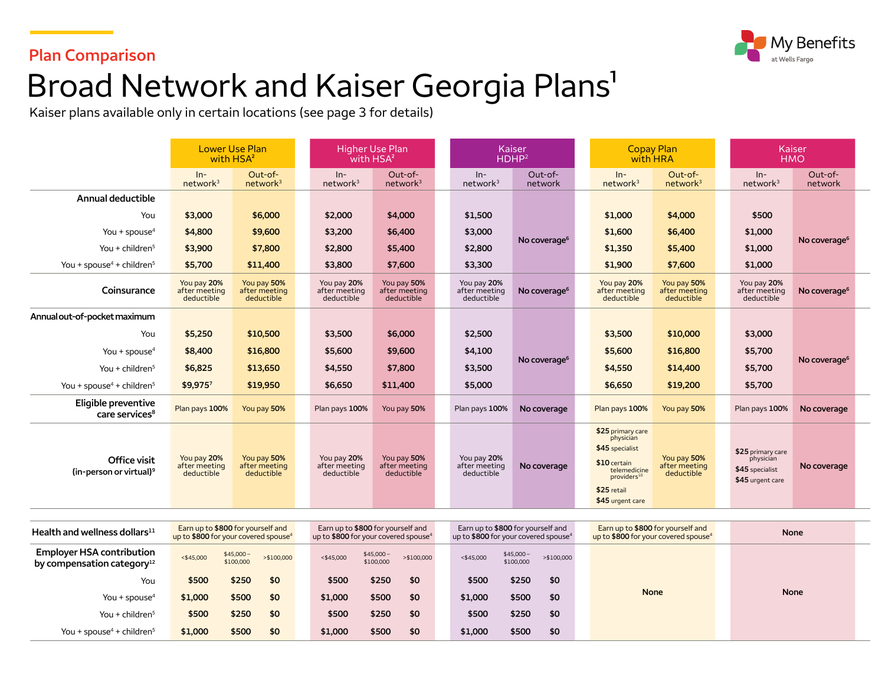## Plan Comparison

# Broad Network and Kaiser Georgia Plans[1]

Kaiser plans available only in certain locations (see page 3 for details)

| | Lower Use Plan with HSA[2] | | Higher Use Plan with HSA[2] | | Kaiser HDHP[2] | | Copay Plan with HRA | | Kaiser HMO | |
|---|---|---|---|---|---|---|---|---|---|---|
| | In-network[3] | Out-of-network[3] | In-network[3] | Out-of-network[3] | In-network[3] | Out-of-network | In-network[3] | Out-of-network[3] | In-network[3] | Out-of-network |
| **Annual deductible** | | | | | | | | | | |
| You | $3,000 | $6,000 | $2,000 | $4,000 | $1,500 | No coverage[6] | $1,000 | $4,000 | $500 | No coverage[6] |
| You + spouse[4] | $4,800 | $9,600 | $3,200 | $6,400 | $3,000 | | $1,600 | $6,400 | $1,000 | |
| You + children[5] | $3,900 | $7,800 | $2,800 | $5,400 | $2,800 | | $1,350 | $5,400 | $1,000 | |
| You + spouse[4] + children[5] | $5,700 | $11,400 | $3,800 | $7,600 | $3,300 | | $1,900 | $7,600 | $1,000 | |
| **Coinsurance** | You pay **20%** after meeting deductible | You pay **50%** after meeting deductible | You pay **20%** after meeting deductible | You pay **50%** after meeting deductible | You pay **20%** after meeting deductible | No coverage[6] | You pay **20%** after meeting deductible | You pay **50%** after meeting deductible | You pay **20%** after meeting deductible | No coverage[6] |
| **Annual out-of-pocket maximum** | | | | | | | | | | |
| You | $5,250 | $10,500 | $3,500 | $6,000 | $2,500 | No coverage[6] | $3,500 | $10,000 | $3,000 | No coverage[6] |
| You + spouse[4] | $8,400 | $16,800 | $5,600 | $9,600 | $4,100 | | $5,600 | $16,800 | $5,700 | |
| You + children[5] | $6,825 | $13,650 | $4,550 | $7,800 | $3,500 | | $4,550 | $14,400 | $5,700 | |
| You + spouse[4] + children[5] | $9,975[7] | $19,950 | $6,650 | $11,400 | $5,000 | | $6,650 | $19,200 | $5,700 | |
| **Eligible preventive care services**[8] | Plan pays **100%** | You pay **50%** | Plan pays **100%** | You pay **50%** | Plan pays **100%** | **No coverage** | Plan pays **100%** | You pay **50%** | Plan pays **100%** | **No coverage** |
| **Office visit (in-person or virtual)**[9] | You pay **20%** after meeting deductible | You pay **50%** after meeting deductible | You pay **20%** after meeting deductible | You pay **50%** after meeting deductible | You pay **20%** after meeting deductible | **No coverage** | **$25** primary care physician; **$45** specialist; **$10** certain telemedicine providers[10]; **$25** retail; **$45** urgent care | You pay **50%** after meeting deductible | **$25** primary care physician; **$45** specialist; **$45** urgent care | **No coverage** |

| | Lower Use Plan with HSA[2] | | | Higher Use Plan with HSA[2] | | | Kaiser HDHP[2] | | | Copay Plan with HRA | Kaiser HMO |
|---|---|---|---|---|---|---|---|---|---|---|---|
| **Health and wellness dollars**[11] | Earn up to **$800** for yourself and up to **$800** for your covered spouse[4] | | | Earn up to **$800** for yourself and up to **$800** for your covered spouse[4] | | | Earn up to **$800** for yourself and up to **$800** for your covered spouse[4] | | | Earn up to **$800** for yourself and up to **$800** for your covered spouse[4] | **None** |
| **Employer HSA contribution by compensation category**[12] | <$45,000 | $45,000 – $100,000 | >$100,000 | <$45,000 | $45,000 – $100,000 | >$100,000 | <$45,000 | $45,000 – $100,000 | >$100,000 | **None** | **None** |
| You | $500 | $250 | $0 | $500 | $250 | $0 | $500 | $250 | $0 | | |
| You + spouse[4] | $1,000 | $500 | $0 | $1,000 | $500 | $0 | $1,000 | $500 | $0 | | |
| You + children[5] | $500 | $250 | $0 | $500 | $250 | $0 | $500 | $250 | $0 | | |
| You + spouse[4] + children[5] | $1,000 | $500 | $0 | $1,000 | $500 | $0 | $1,000 | $500 | $0 | | |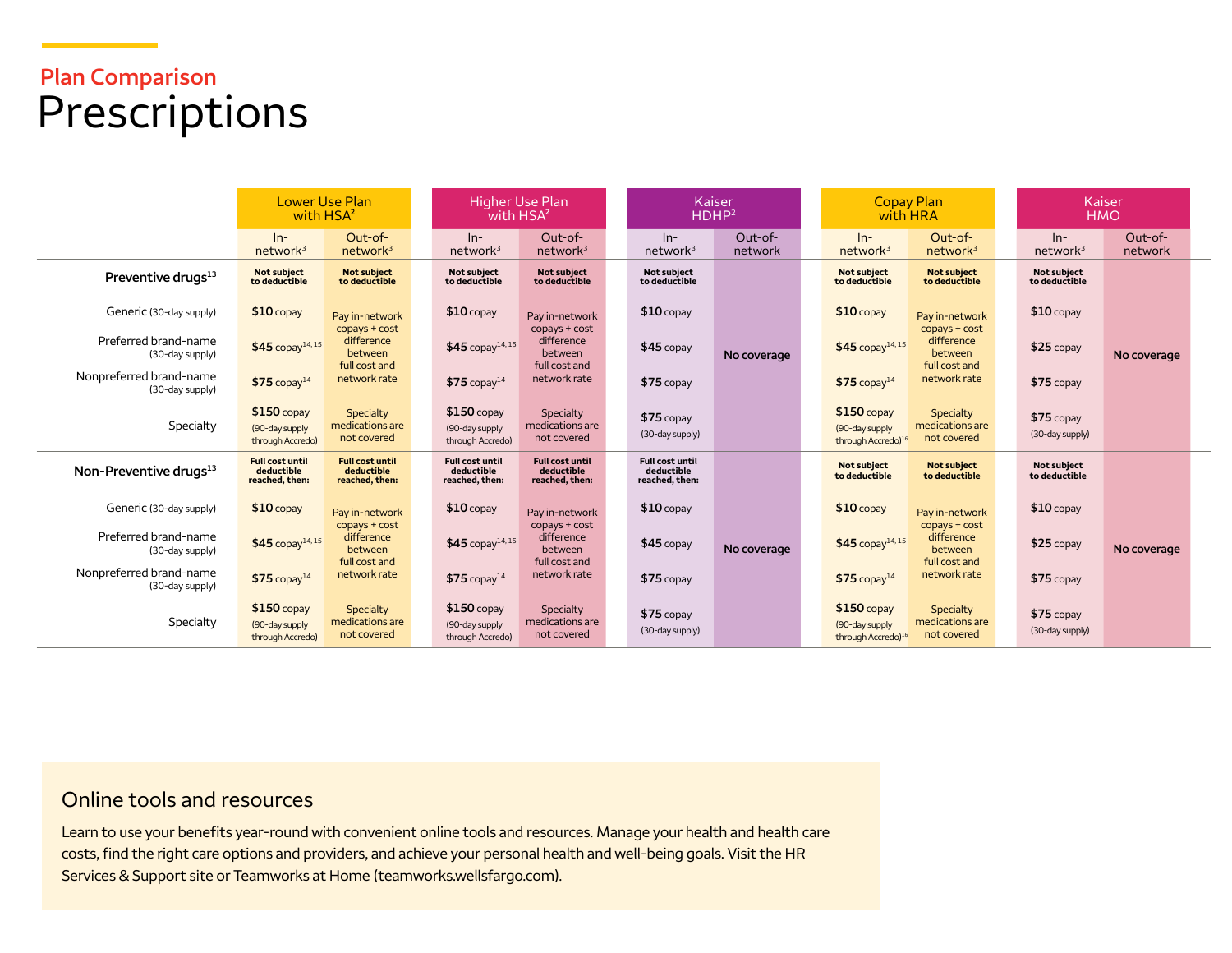## Plan Comparison

# Prescriptions

| | Lower Use Plan with HSA[2] | | Higher Use Plan with HSA[2] | | Kaiser HDHP[2] | | Copay Plan with HRA | | Kaiser HMO | |
|---|---|---|---|---|---|---|---|---|---|---|
| | In-network[3] | Out-of-network[3] | In-network[3] | Out-of-network[3] | In-network[3] | Out-of-network | In-network[3] | Out-of-network[3] | In-network[3] | Out-of-network |
| **Preventive drugs[13]** | **Not subject to deductible** | **Not subject to deductible** | **Not subject to deductible** | **Not subject to deductible** | **Not subject to deductible** | **No coverage** | **Not subject to deductible** | **Not subject to deductible** | **Not subject to deductible** | **No coverage** |
| Generic (30-day supply) | **$10** copay | Pay in-network copays + cost difference between full cost and network rate | **$10** copay | Pay in-network copays + cost difference between full cost and network rate | **$10** copay | | **$10** copay | Pay in-network copays + cost difference between full cost and network rate | **$10** copay | |
| Preferred brand-name (30-day supply) | **$45** copay[14, 15] | | **$45** copay[14, 15] | | **$45** copay | | **$45** copay[14, 15] | | **$25** copay | |
| Nonpreferred brand-name (30-day supply) | **$75** copay[14] | | **$75** copay[14] | | **$75** copay | | **$75** copay[14] | | **$75** copay | |
| Specialty | **$150** copay (90-day supply through Accredo) | Specialty medications are not covered | **$150** copay (90-day supply through Accredo) | Specialty medications are not covered | **$75** copay (30-day supply) | | **$150** copay (90-day supply through Accredo)[16] | Specialty medications are not covered | **$75** copay (30-day supply) | |
| **Non-Preventive drugs[13]** | **Full cost until deductible reached, then:** | **Full cost until deductible reached, then:** | **Full cost until deductible reached, then:** | **Full cost until deductible reached, then:** | **Full cost until deductible reached, then:** | **No coverage** | **Not subject to deductible** | **Not subject to deductible** | **Not subject to deductible** | **No coverage** |
| Generic (30-day supply) | **$10** copay | Pay in-network copays + cost difference between full cost and network rate | **$10** copay | Pay in-network copays + cost difference between full cost and network rate | **$10** copay | | **$10** copay | Pay in-network copays + cost difference between full cost and network rate | **$10** copay | |
| Preferred brand-name (30-day supply) | **$45** copay[14, 15] | | **$45** copay[14, 15] | | **$45** copay | | **$45** copay[14, 15] | | **$25** copay | |
| Nonpreferred brand-name (30-day supply) | **$75** copay[14] | | **$75** copay[14] | | **$75** copay | | **$75** copay[14] | | **$75** copay | |
| Specialty | **$150** copay (90-day supply through Accredo) | Specialty medications are not covered | **$150** copay (90-day supply through Accredo) | Specialty medications are not covered | **$75** copay (30-day supply) | | **$150** copay (90-day supply through Accredo)[16] | Specialty medications are not covered | **$75** copay (30-day supply) | |

## Online tools and resources

Learn to use your benefits year-round with convenient online tools and resources. Manage your health and health care costs, find the right care options and providers, and achieve your personal health and well-being goals. Visit the HR Services & Support site or Teamworks at Home (teamworks.wellsfargo.com).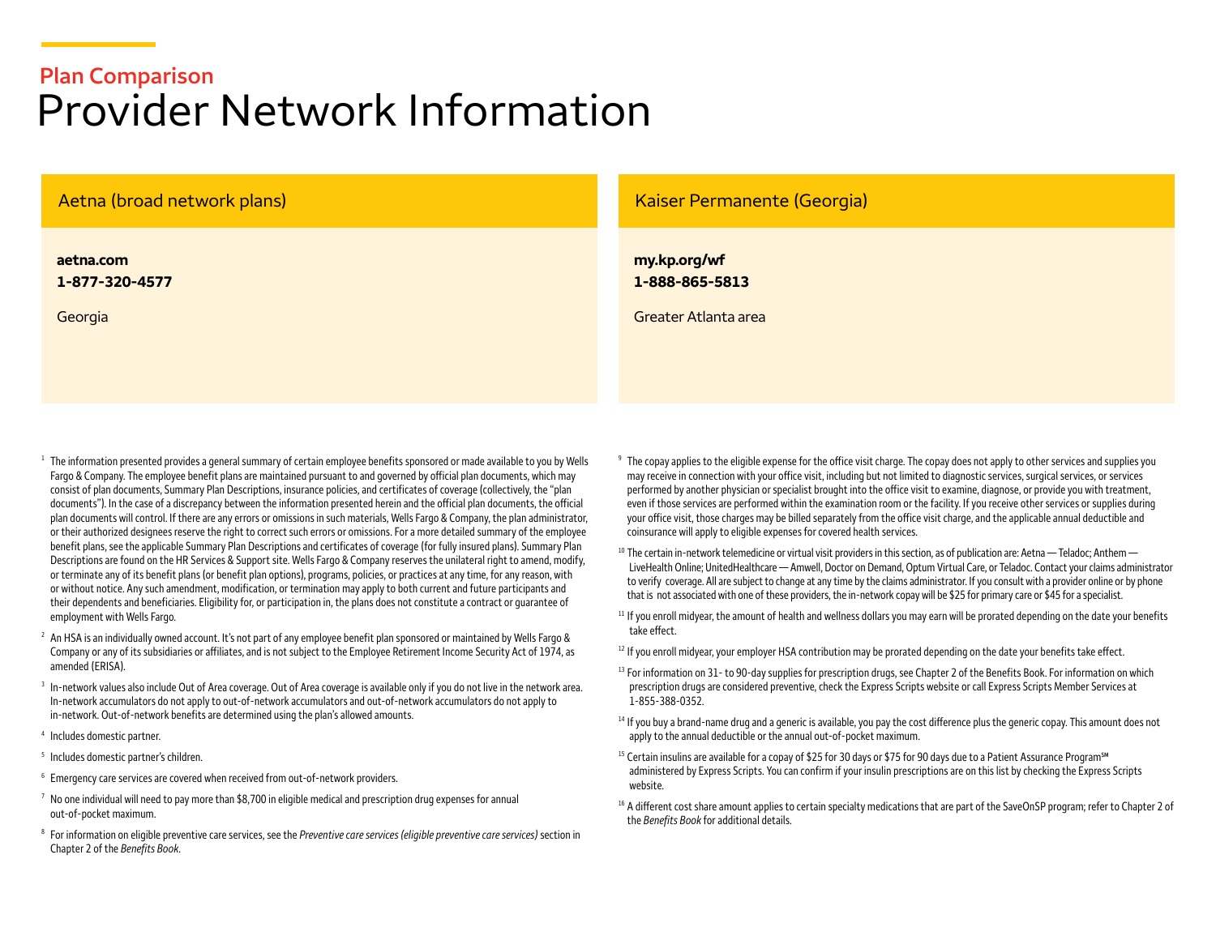## Plan Comparison

# Provider Network Information

| Aetna (broad network plans) | Kaiser Permanente (Georgia) |
| --- | --- |
| **aetna.com**<br>**1-877-320-4577**<br><br>Georgia | **my.kp.org/wf**<br>**1-888-865-5813**<br><br>Greater Atlanta area |

[1] The information presented provides a general summary of certain employee benefits sponsored or made available to you by Wells Fargo & Company. The employee benefit plans are maintained pursuant to and governed by official plan documents, which may consist of plan documents, Summary Plan Descriptions, insurance policies, and certificates of coverage (collectively, the "plan documents"). In the case of a discrepancy between the information presented herein and the official plan documents, the official plan documents will control. If there are any errors or omissions in such materials, Wells Fargo & Company, the plan administrator, or their authorized designees reserve the right to correct such errors or omissions. For a more detailed summary of the employee benefit plans, see the applicable Summary Plan Descriptions and certificates of coverage (for fully insured plans). Summary Plan Descriptions are found on the HR Services & Support site. Wells Fargo & Company reserves the unilateral right to amend, modify, or terminate any of its benefit plans (or benefit plan options), programs, policies, or practices at any time, for any reason, with or without notice. Any such amendment, modification, or termination may apply to both current and future participants and their dependents and beneficiaries. Eligibility for, or participation in, the plans does not constitute a contract or guarantee of employment with Wells Fargo.

[2] An HSA is an individually owned account. It's not part of any employee benefit plan sponsored or maintained by Wells Fargo & Company or any of its subsidiaries or affiliates, and is not subject to the Employee Retirement Income Security Act of 1974, as amended (ERISA).

[3] In-network values also include Out of Area coverage. Out of Area coverage is available only if you do not live in the network area. In-network accumulators do not apply to out-of-network accumulators and out-of-network accumulators do not apply to in-network. Out-of-network benefits are determined using the plan's allowed amounts.

[4] Includes domestic partner.

[5] Includes domestic partner's children.

[6] Emergency care services are covered when received from out-of-network providers.

[7] No one individual will need to pay more than $8,700 in eligible medical and prescription drug expenses for annual out-of-pocket maximum.

[8] For information on eligible preventive care services, see the *Preventive care services (eligible preventive care services)* section in Chapter 2 of the *Benefits Book*.

[9] The copay applies to the eligible expense for the office visit charge. The copay does not apply to other services and supplies you may receive in connection with your office visit, including but not limited to diagnostic services, surgical services, or services performed by another physician or specialist brought into the office visit to examine, diagnose, or provide you with treatment, even if those services are performed within the examination room or the facility. If you receive other services or supplies during your office visit, those charges may be billed separately from the office visit charge, and the applicable annual deductible and coinsurance will apply to eligible expenses for covered health services.

[10] The certain in-network telemedicine or virtual visit providers in this section, as of publication are: Aetna — Teladoc; Anthem — LiveHealth Online; UnitedHealthcare — Amwell, Doctor on Demand, Optum Virtual Care, or Teladoc. Contact your claims administrator to verify coverage. All are subject to change at any time by the claims administrator. If you consult with a provider online or by phone that is not associated with one of these providers, the in-network copay will be $25 for primary care or $45 for a specialist.

[11] If you enroll midyear, the amount of health and wellness dollars you may earn will be prorated depending on the date your benefits take effect.

[12] If you enroll midyear, your employer HSA contribution may be prorated depending on the date your benefits take effect.

[13] For information on 31- to 90-day supplies for prescription drugs, see Chapter 2 of the Benefits Book. For information on which prescription drugs are considered preventive, check the Express Scripts website or call Express Scripts Member Services at 1-855-388-0352.

[14] If you buy a brand-name drug and a generic is available, you pay the cost difference plus the generic copay. This amount does not apply to the annual deductible or the annual out-of-pocket maximum.

[15] Certain insulins are available for a copay of $25 for 30 days or $75 for 90 days due to a Patient Assurance Program℠ administered by Express Scripts. You can confirm if your insulin prescriptions are on this list by checking the Express Scripts website.

[16] A different cost share amount applies to certain specialty medications that are part of the SaveOnSP program; refer to Chapter 2 of the *Benefits Book* for additional details.